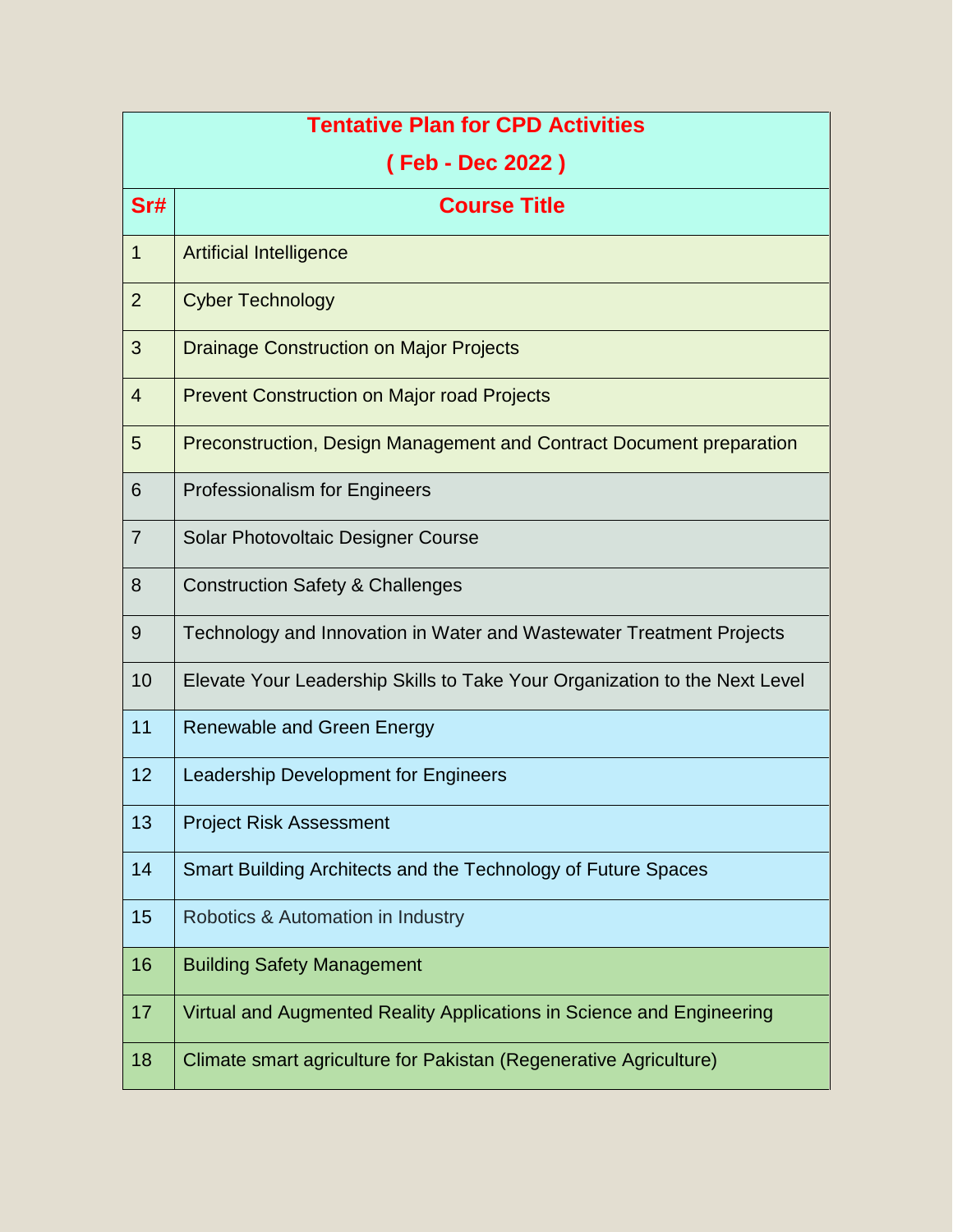| Tentative Plan for CPD Activities ( Feb - Dec 2022 ) | |
|---|---|
| **Sr#** | **Course Title** |
| 1 | Artificial Intelligence |
| 2 | Cyber Technology |
| 3 | Drainage Construction on Major Projects |
| 4 | Prevent Construction on Major road Projects |
| 5 | Preconstruction, Design Management and Contract Document preparation |
| 6 | Professionalism for Engineers |
| 7 | Solar Photovoltaic Designer Course |
| 8 | Construction Safety & Challenges |
| 9 | Technology and Innovation in Water and Wastewater Treatment Projects |
| 10 | Elevate Your Leadership Skills to Take Your Organization to the Next Level |
| 11 | Renewable and Green Energy |
| 12 | Leadership Development for Engineers |
| 13 | Project Risk Assessment |
| 14 | Smart Building Architects and the Technology of Future Spaces |
| 15 | Robotics & Automation in Industry |
| 16 | Building Safety Management |
| 17 | Virtual and Augmented Reality Applications in Science and Engineering |
| 18 | Climate smart agriculture for Pakistan (Regenerative Agriculture) |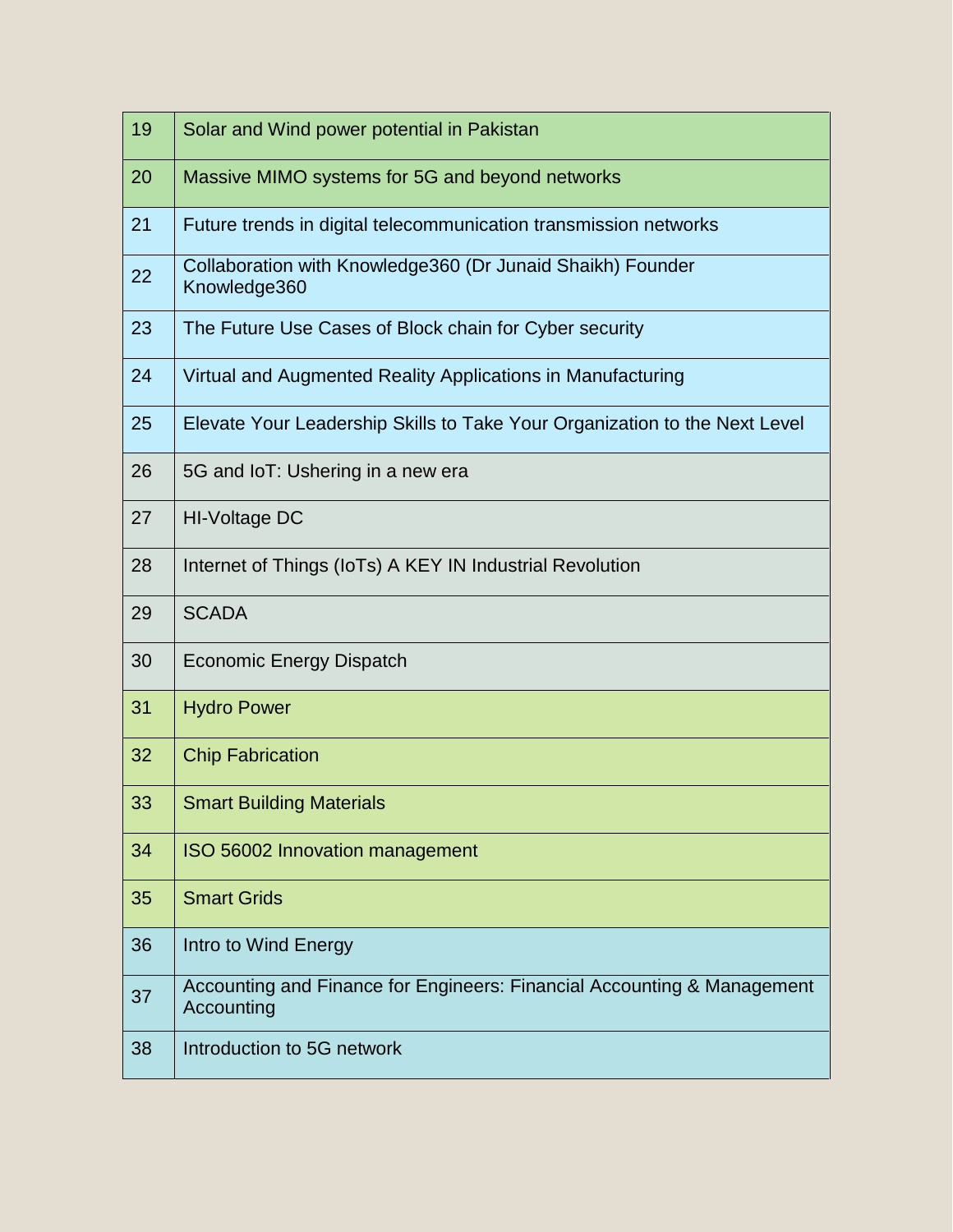| | |
|---|---|
| 19 | Solar and Wind power potential in Pakistan |
| 20 | Massive MIMO systems for 5G and beyond networks |
| 21 | Future trends in digital telecommunication transmission networks |
| 22 | Collaboration with Knowledge360 (Dr Junaid Shaikh) Founder Knowledge360 |
| 23 | The Future Use Cases of Block chain for Cyber security |
| 24 | Virtual and Augmented Reality Applications in Manufacturing |
| 25 | Elevate Your Leadership Skills to Take Your Organization to the Next Level |
| 26 | 5G and IoT: Ushering in a new era |
| 27 | HI-Voltage DC |
| 28 | Internet of Things (IoTs) A KEY IN Industrial Revolution |
| 29 | SCADA |
| 30 | Economic Energy Dispatch |
| 31 | Hydro Power |
| 32 | Chip Fabrication |
| 33 | Smart Building Materials |
| 34 | ISO 56002 Innovation management |
| 35 | Smart Grids |
| 36 | Intro to Wind Energy |
| 37 | Accounting and Finance for Engineers: Financial Accounting & Management Accounting |
| 38 | Introduction to 5G network |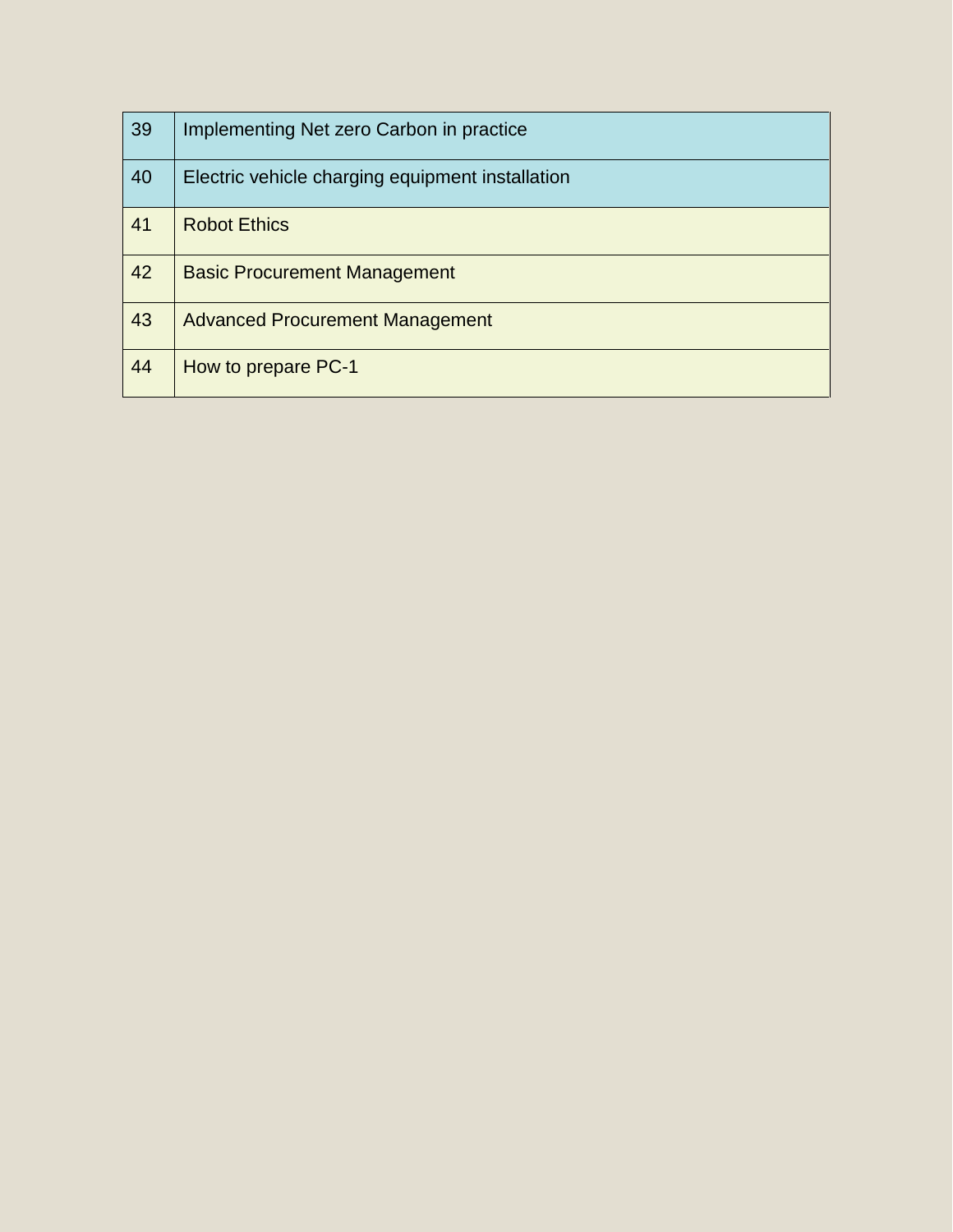| | |
|---|---|
| 39 | Implementing Net zero Carbon in practice |
| 40 | Electric vehicle charging equipment installation |
| 41 | Robot Ethics |
| 42 | Basic Procurement Management |
| 43 | Advanced Procurement Management |
| 44 | How to prepare PC-1 |